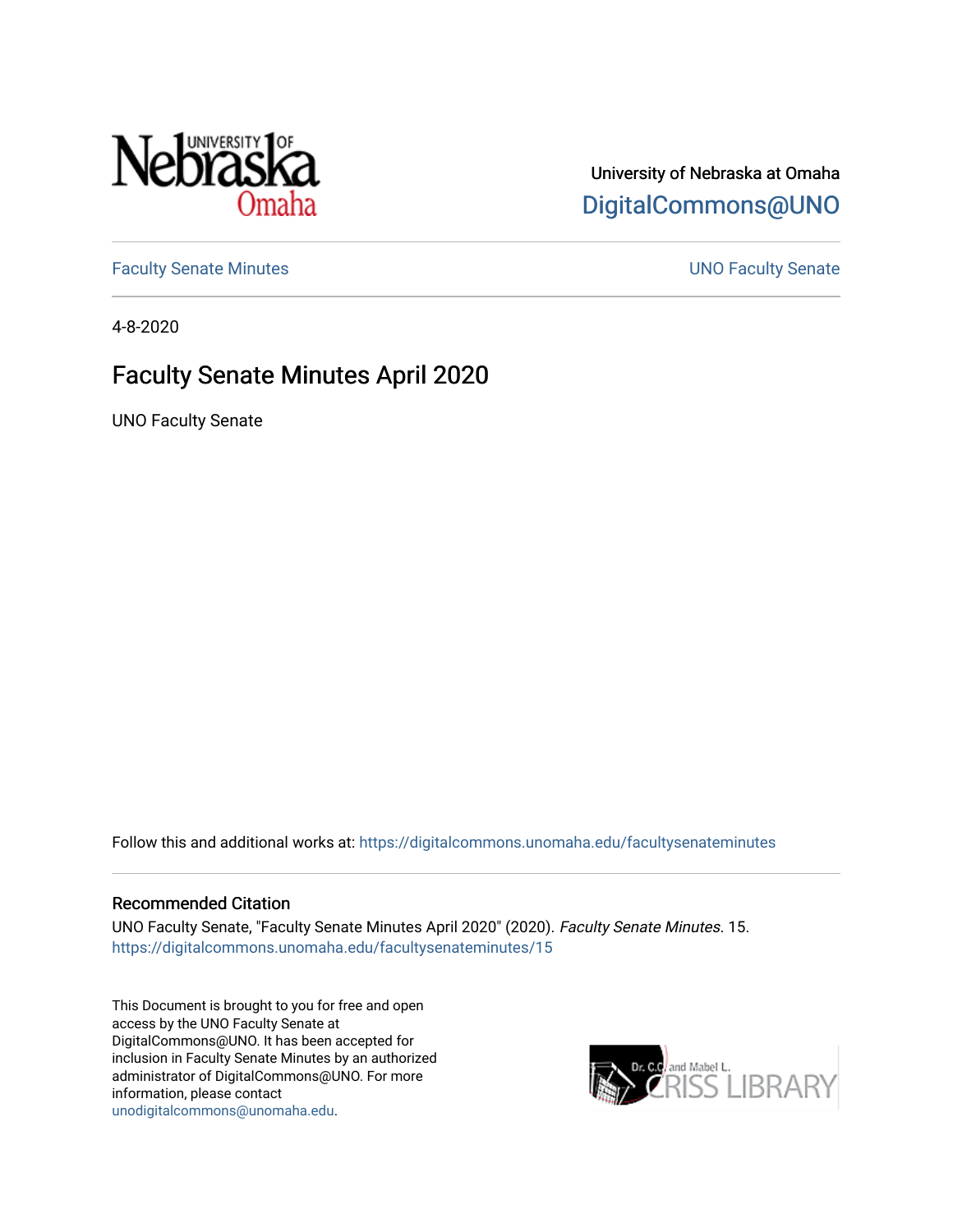University of Nebraska at Omaha

DigitalCommons@UNO

Faculty Senate Minutes

UNO Faculty Senate

4-8-2020

# Faculty Senate Minutes April 2020

UNO Faculty Senate

Follow this and additional works at: https://digitalcommons.unomaha.edu/facultysenateminutes

## Recommended Citation

UNO Faculty Senate, "Faculty Senate Minutes April 2020" (2020). *Faculty Senate Minutes*. 15. https://digitalcommons.unomaha.edu/facultysenateminutes/15

This Document is brought to you for free and open access by the UNO Faculty Senate at DigitalCommons@UNO. It has been accepted for inclusion in Faculty Senate Minutes by an authorized administrator of DigitalCommons@UNO. For more information, please contact unodigitalcommons@unomaha.edu.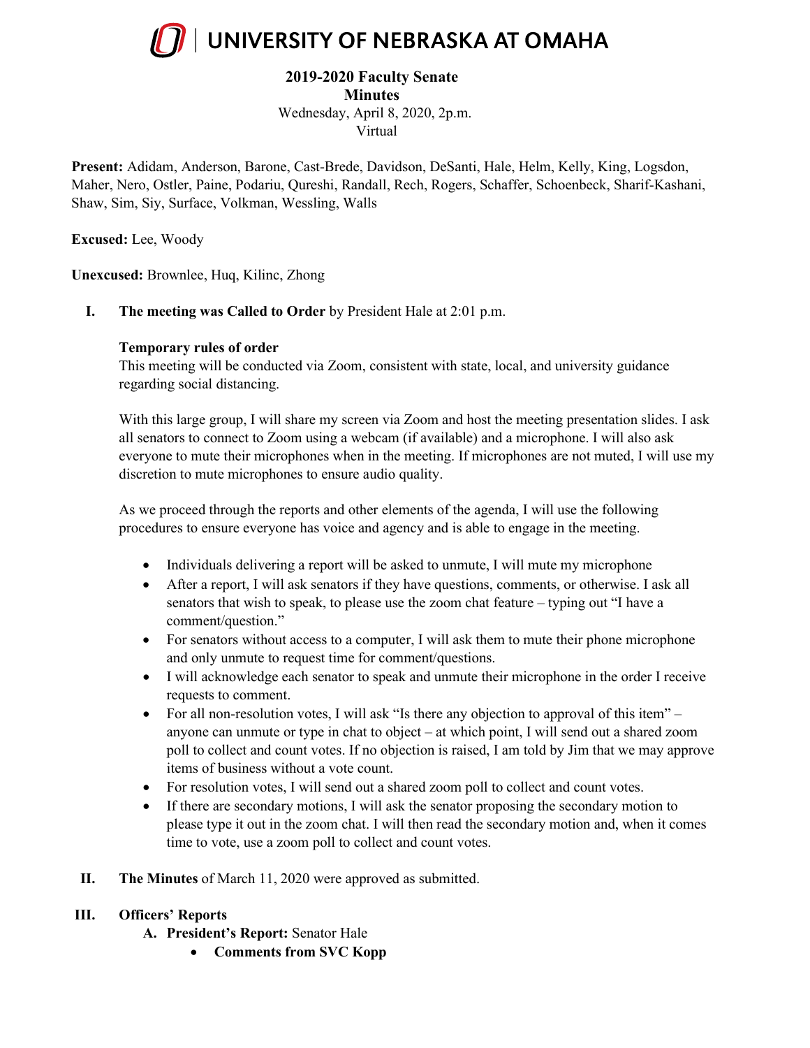# UNIVERSITY OF NEBRASKA AT OMAHA

**2019-2020 Faculty Senate**
**Minutes**
Wednesday, April 8, 2020, 2p.m.
Virtual

**Present:** Adidam, Anderson, Barone, Cast-Brede, Davidson, DeSanti, Hale, Helm, Kelly, King, Logsdon, Maher, Nero, Ostler, Paine, Podariu, Qureshi, Randall, Rech, Rogers, Schaffer, Schoenbeck, Sharif-Kashani, Shaw, Sim, Siy, Surface, Volkman, Wessling, Walls

**Excused:** Lee, Woody

**Unexcused:** Brownlee, Huq, Kilinc, Zhong

I. **The meeting was Called to Order** by President Hale at 2:01 p.m.

   **Temporary rules of order**
   This meeting will be conducted via Zoom, consistent with state, local, and university guidance regarding social distancing.

   With this large group, I will share my screen via Zoom and host the meeting presentation slides. I ask all senators to connect to Zoom using a webcam (if available) and a microphone. I will also ask everyone to mute their microphones when in the meeting. If microphones are not muted, I will use my discretion to mute microphones to ensure audio quality.

   As we proceed through the reports and other elements of the agenda, I will use the following procedures to ensure everyone has voice and agency and is able to engage in the meeting.

   - Individuals delivering a report will be asked to unmute, I will mute my microphone
   - After a report, I will ask senators if they have questions, comments, or otherwise. I ask all senators that wish to speak, to please use the zoom chat feature – typing out "I have a comment/question."
   - For senators without access to a computer, I will ask them to mute their phone microphone and only unmute to request time for comment/questions.
   - I will acknowledge each senator to speak and unmute their microphone in the order I receive requests to comment.
   - For all non-resolution votes, I will ask "Is there any objection to approval of this item" – anyone can unmute or type in chat to object – at which point, I will send out a shared zoom poll to collect and count votes. If no objection is raised, I am told by Jim that we may approve items of business without a vote count.
   - For resolution votes, I will send out a shared zoom poll to collect and count votes.
   - If there are secondary motions, I will ask the senator proposing the secondary motion to please type it out in the zoom chat. I will then read the secondary motion and, when it comes time to vote, use a zoom poll to collect and count votes.

II. **The Minutes** of March 11, 2020 were approved as submitted.

III. **Officers' Reports**

   A. **President's Report:** Senator Hale
      - **Comments from SVC Kopp**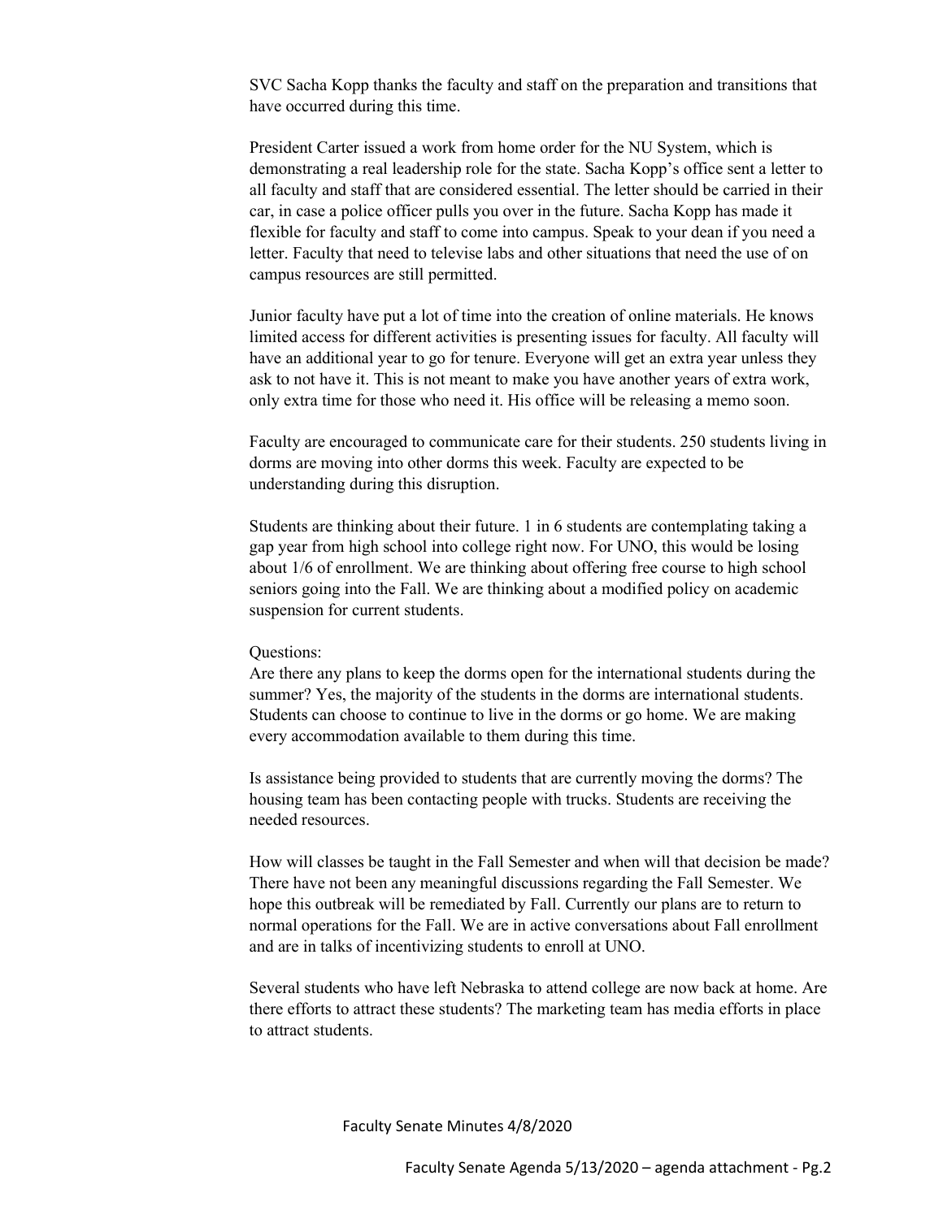SVC Sacha Kopp thanks the faculty and staff on the preparation and transitions that have occurred during this time.

President Carter issued a work from home order for the NU System, which is demonstrating a real leadership role for the state. Sacha Kopp's office sent a letter to all faculty and staff that are considered essential. The letter should be carried in their car, in case a police officer pulls you over in the future. Sacha Kopp has made it flexible for faculty and staff to come into campus. Speak to your dean if you need a letter. Faculty that need to televise labs and other situations that need the use of on campus resources are still permitted.

Junior faculty have put a lot of time into the creation of online materials. He knows limited access for different activities is presenting issues for faculty. All faculty will have an additional year to go for tenure. Everyone will get an extra year unless they ask to not have it. This is not meant to make you have another years of extra work, only extra time for those who need it. His office will be releasing a memo soon.

Faculty are encouraged to communicate care for their students. 250 students living in dorms are moving into other dorms this week. Faculty are expected to be understanding during this disruption.

Students are thinking about their future. 1 in 6 students are contemplating taking a gap year from high school into college right now. For UNO, this would be losing about 1/6 of enrollment. We are thinking about offering free course to high school seniors going into the Fall. We are thinking about a modified policy on academic suspension for current students.

Questions:
Are there any plans to keep the dorms open for the international students during the summer? Yes, the majority of the students in the dorms are international students. Students can choose to continue to live in the dorms or go home. We are making every accommodation available to them during this time.

Is assistance being provided to students that are currently moving the dorms? The housing team has been contacting people with trucks. Students are receiving the needed resources.

How will classes be taught in the Fall Semester and when will that decision be made? There have not been any meaningful discussions regarding the Fall Semester. We hope this outbreak will be remediated by Fall. Currently our plans are to return to normal operations for the Fall. We are in active conversations about Fall enrollment and are in talks of incentivizing students to enroll at UNO.

Several students who have left Nebraska to attend college are now back at home. Are there efforts to attract these students? The marketing team has media efforts in place to attract students.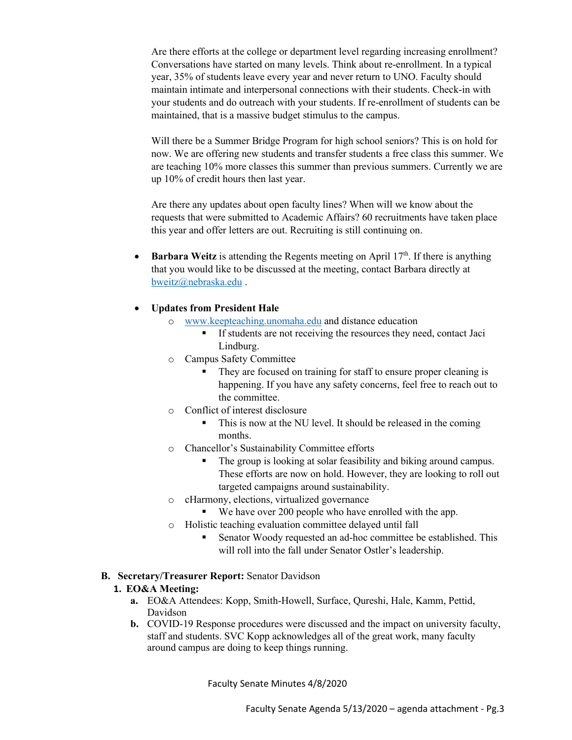Are there efforts at the college or department level regarding increasing enrollment? Conversations have started on many levels. Think about re-enrollment. In a typical year, 35% of students leave every year and never return to UNO. Faculty should maintain intimate and interpersonal connections with their students. Check-in with your students and do outreach with your students. If re-enrollment of students can be maintained, that is a massive budget stimulus to the campus.

Will there be a Summer Bridge Program for high school seniors? This is on hold for now. We are offering new students and transfer students a free class this summer. We are teaching 10% more classes this summer than previous summers. Currently we are up 10% of credit hours then last year.

Are there any updates about open faculty lines? When will we know about the requests that were submitted to Academic Affairs? 60 recruitments have taken place this year and offer letters are out. Recruiting is still continuing on.

- **Barbara Weitz** is attending the Regents meeting on April 17th. If there is anything that you would like to be discussed at the meeting, contact Barbara directly at bweitz@nebraska.edu .

- **Updates from President Hale**
  - www.keepteaching.unomaha.edu and distance education
    - If students are not receiving the resources they need, contact Jaci Lindburg.
  - Campus Safety Committee
    - They are focused on training for staff to ensure proper cleaning is happening. If you have any safety concerns, feel free to reach out to the committee.
  - Conflict of interest disclosure
    - This is now at the NU level. It should be released in the coming months.
  - Chancellor's Sustainability Committee efforts
    - The group is looking at solar feasibility and biking around campus. These efforts are now on hold. However, they are looking to roll out targeted campaigns around sustainability.
  - cHarmony, elections, virtualized governance
    - We have over 200 people who have enrolled with the app.
  - Holistic teaching evaluation committee delayed until fall
    - Senator Woody requested an ad-hoc committee be established. This will roll into the fall under Senator Ostler's leadership.

**B. Secretary/Treasurer Report:** Senator Davidson

**1. EO&A Meeting:**

**a.** EO&A Attendees: Kopp, Smith-Howell, Surface, Qureshi, Hale, Kamm, Pettid, Davidson

**b.** COVID-19 Response procedures were discussed and the impact on university faculty, staff and students. SVC Kopp acknowledges all of the great work, many faculty around campus are doing to keep things running.

Faculty Senate Minutes 4/8/2020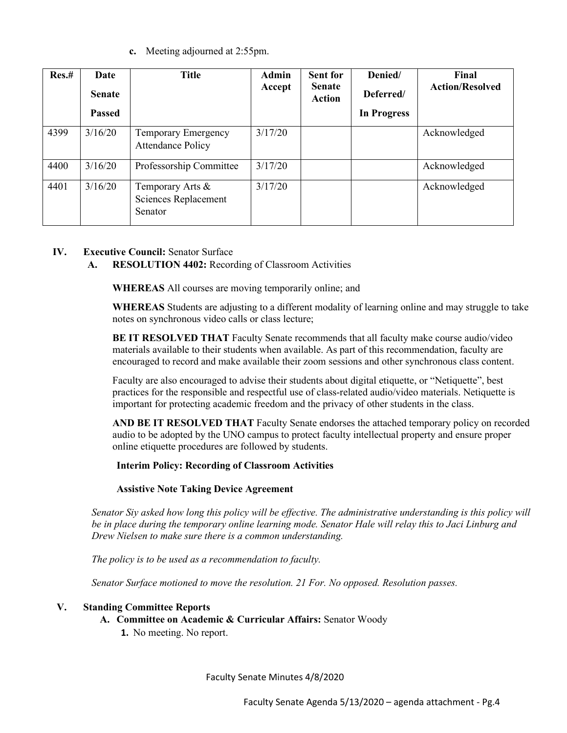**c.** Meeting adjourned at 2:55pm.

| Res.# | Date Senate Passed | Title | Admin Accept | Sent for Senate Action | Denied/ Deferred/ In Progress | Final Action/Resolved |
|---|---|---|---|---|---|---|
| 4399 | 3/16/20 | Temporary Emergency Attendance Policy | 3/17/20 | | | Acknowledged |
| 4400 | 3/16/20 | Professorship Committee | 3/17/20 | | | Acknowledged |
| 4401 | 3/16/20 | Temporary Arts & Sciences Replacement Senator | 3/17/20 | | | Acknowledged |

## IV. Executive Council: Senator Surface

### A. RESOLUTION 4402: Recording of Classroom Activities

**WHEREAS** All courses are moving temporarily online; and

**WHEREAS** Students are adjusting to a different modality of learning online and may struggle to take notes on synchronous video calls or class lecture;

**BE IT RESOLVED THAT** Faculty Senate recommends that all faculty make course audio/video materials available to their students when available. As part of this recommendation, faculty are encouraged to record and make available their zoom sessions and other synchronous class content.

Faculty are also encouraged to advise their students about digital etiquette, or "Netiquette", best practices for the responsible and respectful use of class-related audio/video materials. Netiquette is important for protecting academic freedom and the privacy of other students in the class.

**AND BE IT RESOLVED THAT** Faculty Senate endorses the attached temporary policy on recorded audio to be adopted by the UNO campus to protect faculty intellectual property and ensure proper online etiquette procedures are followed by students.

**Interim Policy: Recording of Classroom Activities**

**Assistive Note Taking Device Agreement**

*Senator Siy asked how long this policy will be effective. The administrative understanding is this policy will be in place during the temporary online learning mode. Senator Hale will relay this to Jaci Linburg and Drew Nielsen to make sure there is a common understanding.*

*The policy is to be used as a recommendation to faculty.*

*Senator Surface motioned to move the resolution. 21 For. No opposed. Resolution passes.*

## V. Standing Committee Reports

### A. Committee on Academic & Curricular Affairs: Senator Woody

1. No meeting. No report.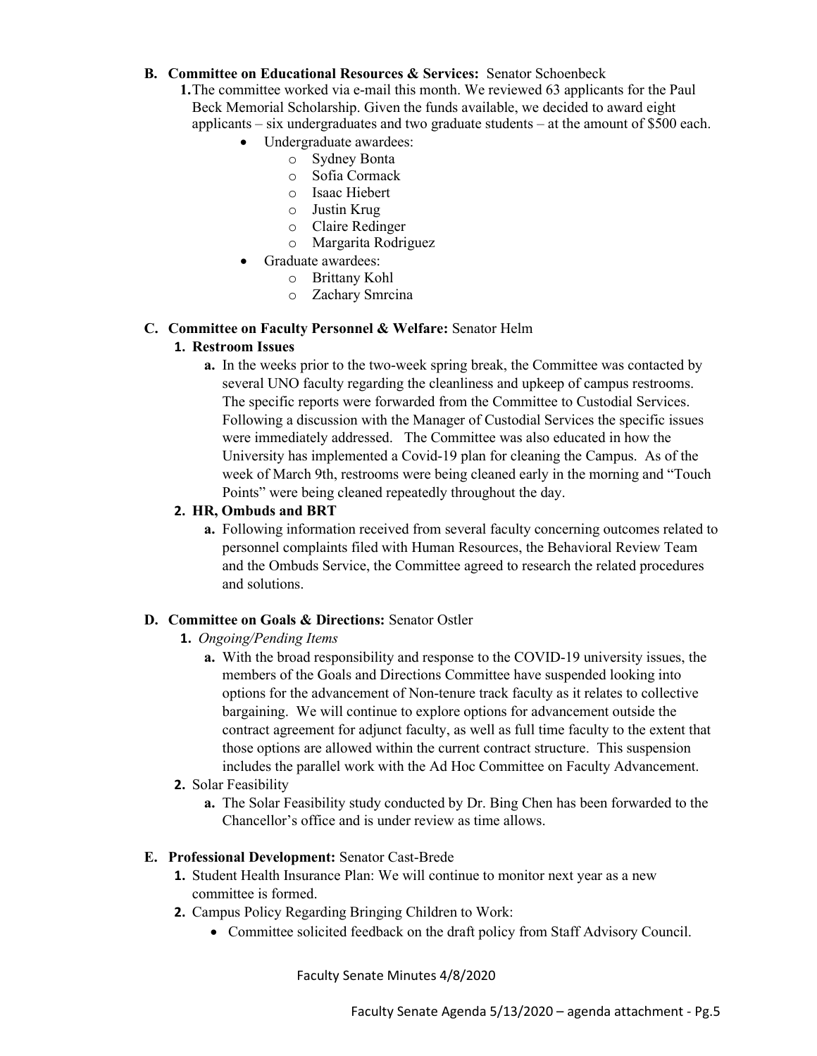**B. Committee on Educational Resources & Services:** Senator Schoenbeck

1. The committee worked via e-mail this month. We reviewed 63 applicants for the Paul Beck Memorial Scholarship. Given the funds available, we decided to award eight applicants – six undergraduates and two graduate students – at the amount of $500 each.
   - Undergraduate awardees:
     - Sydney Bonta
     - Sofia Cormack
     - Isaac Hiebert
     - Justin Krug
     - Claire Redinger
     - Margarita Rodriguez
   - Graduate awardees:
     - Brittany Kohl
     - Zachary Smrcina

**C. Committee on Faculty Personnel & Welfare:** Senator Helm

1. **Restroom Issues**
   a. In the weeks prior to the two-week spring break, the Committee was contacted by several UNO faculty regarding the cleanliness and upkeep of campus restrooms. The specific reports were forwarded from the Committee to Custodial Services. Following a discussion with the Manager of Custodial Services the specific issues were immediately addressed. The Committee was also educated in how the University has implemented a Covid-19 plan for cleaning the Campus. As of the week of March 9th, restrooms were being cleaned early in the morning and "Touch Points" were being cleaned repeatedly throughout the day.
2. **HR, Ombuds and BRT**
   a. Following information received from several faculty concerning outcomes related to personnel complaints filed with Human Resources, the Behavioral Review Team and the Ombuds Service, the Committee agreed to research the related procedures and solutions.

**D. Committee on Goals & Directions:** Senator Ostler

1. *Ongoing/Pending Items*
   a. With the broad responsibility and response to the COVID-19 university issues, the members of the Goals and Directions Committee have suspended looking into options for the advancement of Non-tenure track faculty as it relates to collective bargaining. We will continue to explore options for advancement outside the contract agreement for adjunct faculty, as well as full time faculty to the extent that those options are allowed within the current contract structure. This suspension includes the parallel work with the Ad Hoc Committee on Faculty Advancement.
2. Solar Feasibility
   a. The Solar Feasibility study conducted by Dr. Bing Chen has been forwarded to the Chancellor's office and is under review as time allows.

**E. Professional Development:** Senator Cast-Brede

1. Student Health Insurance Plan: We will continue to monitor next year as a new committee is formed.
2. Campus Policy Regarding Bringing Children to Work:
   - Committee solicited feedback on the draft policy from Staff Advisory Council.

Faculty Senate Minutes 4/8/2020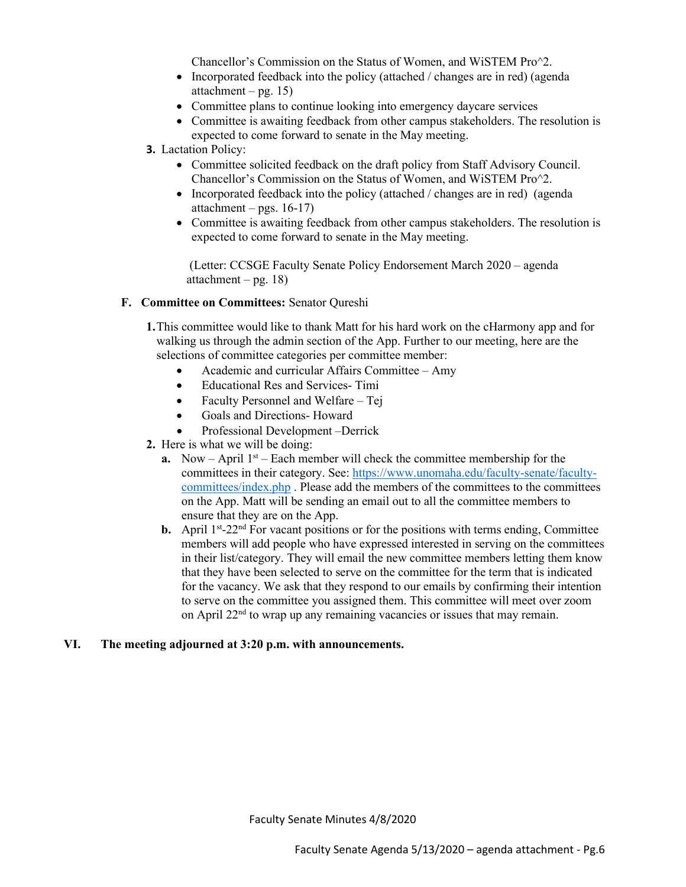Chancellor's Commission on the Status of Women, and WiSTEM Pro^2.

- Incorporated feedback into the policy (attached / changes are in red) (agenda attachment – pg. 15)
- Committee plans to continue looking into emergency daycare services
- Committee is awaiting feedback from other campus stakeholders. The resolution is expected to come forward to senate in the May meeting.

**3.** Lactation Policy:

- Committee solicited feedback on the draft policy from Staff Advisory Council. Chancellor's Commission on the Status of Women, and WiSTEM Pro^2.
- Incorporated feedback into the policy (attached / changes are in red) (agenda attachment – pgs. 16-17)
- Committee is awaiting feedback from other campus stakeholders. The resolution is expected to come forward to senate in the May meeting.

(Letter: CCSGE Faculty Senate Policy Endorsement March 2020 – agenda attachment – pg. 18)

**F. Committee on Committees:** Senator Qureshi

**1.** This committee would like to thank Matt for his hard work on the cHarmony app and for walking us through the admin section of the App. Further to our meeting, here are the selections of committee categories per committee member:

- Academic and curricular Affairs Committee – Amy
- Educational Res and Services- Timi
- Faculty Personnel and Welfare – Tej
- Goals and Directions- Howard
- Professional Development –Derrick

**2.** Here is what we will be doing:

**a.** Now – April 1st – Each member will check the committee membership for the committees in their category. See: https://www.unomaha.edu/faculty-senate/faculty-committees/index.php . Please add the members of the committees to the committees on the App. Matt will be sending an email out to all the committee members to ensure that they are on the App.

**b.** April 1st-22nd For vacant positions or for the positions with terms ending, Committee members will add people who have expressed interested in serving on the committees in their list/category. They will email the new committee members letting them know that they have been selected to serve on the committee for the term that is indicated for the vacancy. We ask that they respond to our emails by confirming their intention to serve on the committee you assigned them. This committee will meet over zoom on April 22nd to wrap up any remaining vacancies or issues that may remain.

**VI. The meeting adjourned at 3:20 p.m. with announcements.**

Faculty Senate Minutes 4/8/2020